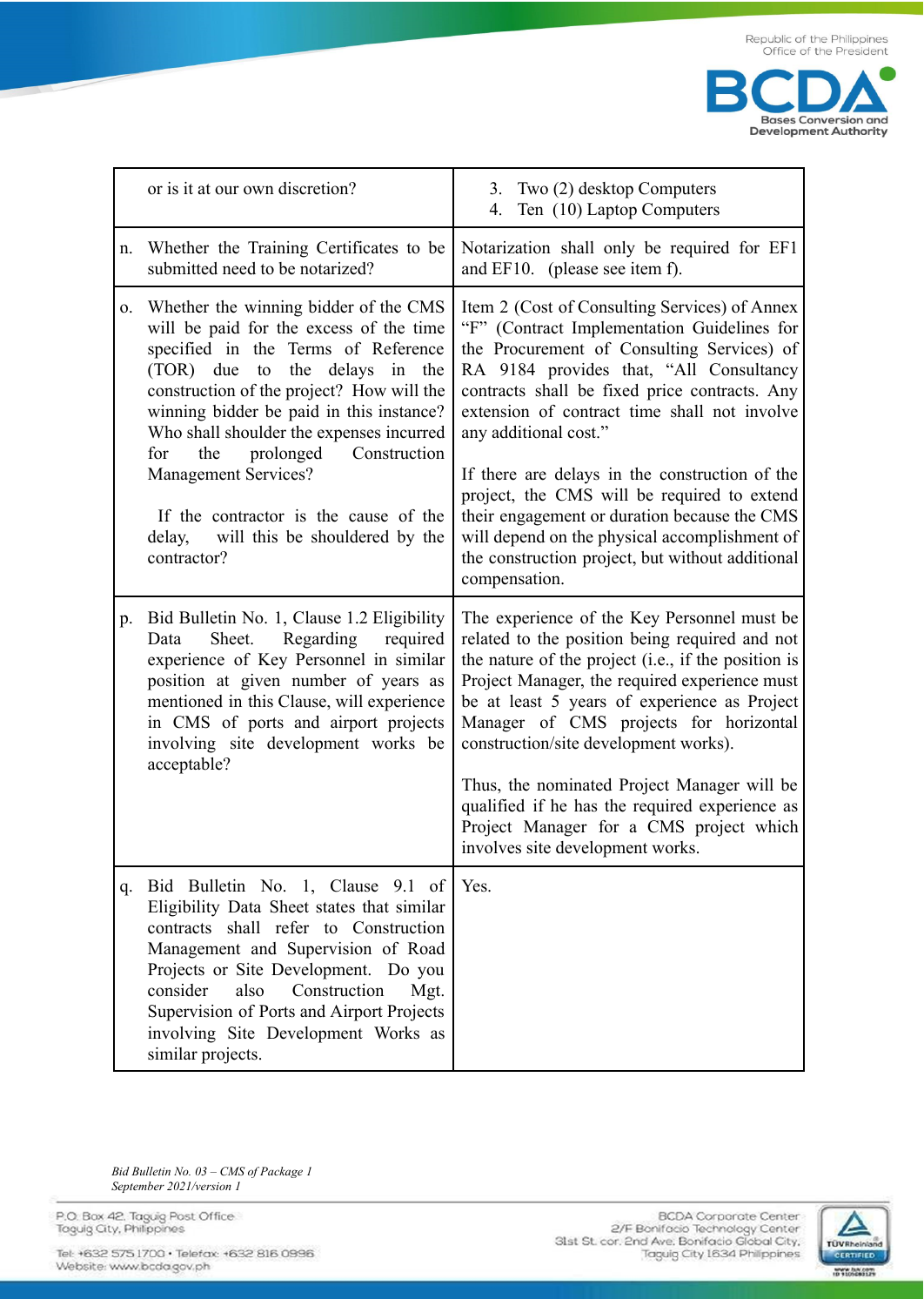| | |
|---|---|
| or is it at our own discretion? | 3. Two (2) desktop Computers<br>4. Ten (10) Laptop Computers |
| n. Whether the Training Certificates to be submitted need to be notarized? | Notarization shall only be required for EF1 and EF10. (please see item f). |
| o. Whether the winning bidder of the CMS will be paid for the excess of the time specified in the Terms of Reference (TOR) due to the delays in the construction of the project? How will the winning bidder be paid in this instance? Who shall shoulder the expenses incurred for the prolonged Construction Management Services?<br><br>If the contractor is the cause of the delay, will this be shouldered by the contractor? | Item 2 (Cost of Consulting Services) of Annex "F" (Contract Implementation Guidelines for the Procurement of Consulting Services) of RA 9184 provides that, "All Consultancy contracts shall be fixed price contracts. Any extension of contract time shall not involve any additional cost."<br><br>If there are delays in the construction of the project, the CMS will be required to extend their engagement or duration because the CMS will depend on the physical accomplishment of the construction project, but without additional compensation. |
| p. Bid Bulletin No. 1, Clause 1.2 Eligibility Data Sheet. Regarding required experience of Key Personnel in similar position at given number of years as mentioned in this Clause, will experience in CMS of ports and airport projects involving site development works be acceptable? | The experience of the Key Personnel must be related to the position being required and not the nature of the project (i.e., if the position is Project Manager, the required experience must be at least 5 years of experience as Project Manager of CMS projects for horizontal construction/site development works).<br><br>Thus, the nominated Project Manager will be qualified if he has the required experience as Project Manager for a CMS project which involves site development works. |
| q. Bid Bulletin No. 1, Clause 9.1 of Eligibility Data Sheet states that similar contracts shall refer to Construction Management and Supervision of Road Projects or Site Development. Do you consider also Construction Mgt. Supervision of Ports and Airport Projects involving Site Development Works as similar projects. | Yes. |

*Bid Bulletin No. 03 – CMS of Package 1*
*September 2021/version 1*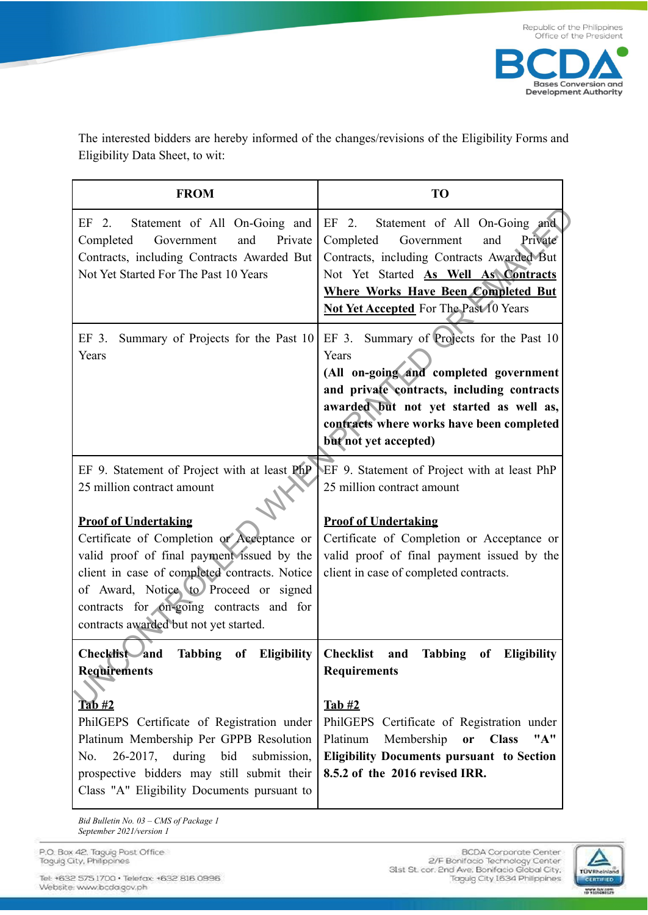The interested bidders are hereby informed of the changes/revisions of the Eligibility Forms and Eligibility Data Sheet, to wit:

| FROM | TO |
|---|---|
| EF 2. Statement of All On-Going and Completed Government and Private Contracts, including Contracts Awarded But Not Yet Started For The Past 10 Years | EF 2. Statement of All On-Going and Completed Government and Private Contracts, including Contracts Awarded But Not Yet Started **As Well As Contracts Where Works Have Been Completed But Not Yet Accepted** For The Past 10 Years |
| EF 3. Summary of Projects for the Past 10 Years | EF 3. Summary of Projects for the Past 10 Years<br>**(All on-going and completed government and private contracts, including contracts awarded but not yet started as well as, contracts where works have been completed but not yet accepted)** |
| EF 9. Statement of Project with at least PhP 25 million contract amount<br><br>**Proof of Undertaking**<br>Certificate of Completion or Acceptance or valid proof of final payment issued by the client in case of completed contracts. Notice of Award, Notice to Proceed or signed contracts for on-going contracts and for contracts awarded but not yet started. | EF 9. Statement of Project with at least PhP 25 million contract amount<br><br>**Proof of Undertaking**<br>Certificate of Completion or Acceptance or valid proof of final payment issued by the client in case of completed contracts. |
| **Checklist and Tabbing of Eligibility Requirements**<br><br>**Tab #2**<br>PhilGEPS Certificate of Registration under Platinum Membership Per GPPB Resolution No. 26-2017, during bid submission, prospective bidders may still submit their Class "A" Eligibility Documents pursuant to | **Checklist and Tabbing of Eligibility Requirements**<br><br>**Tab #2**<br>PhilGEPS Certificate of Registration under Platinum Membership **or Class "A" Eligibility Documents pursuant to Section 8.5.2 of the 2016 revised IRR.** |

*Bid Bulletin No. 03 – CMS of Package 1*
*September 2021/version 1*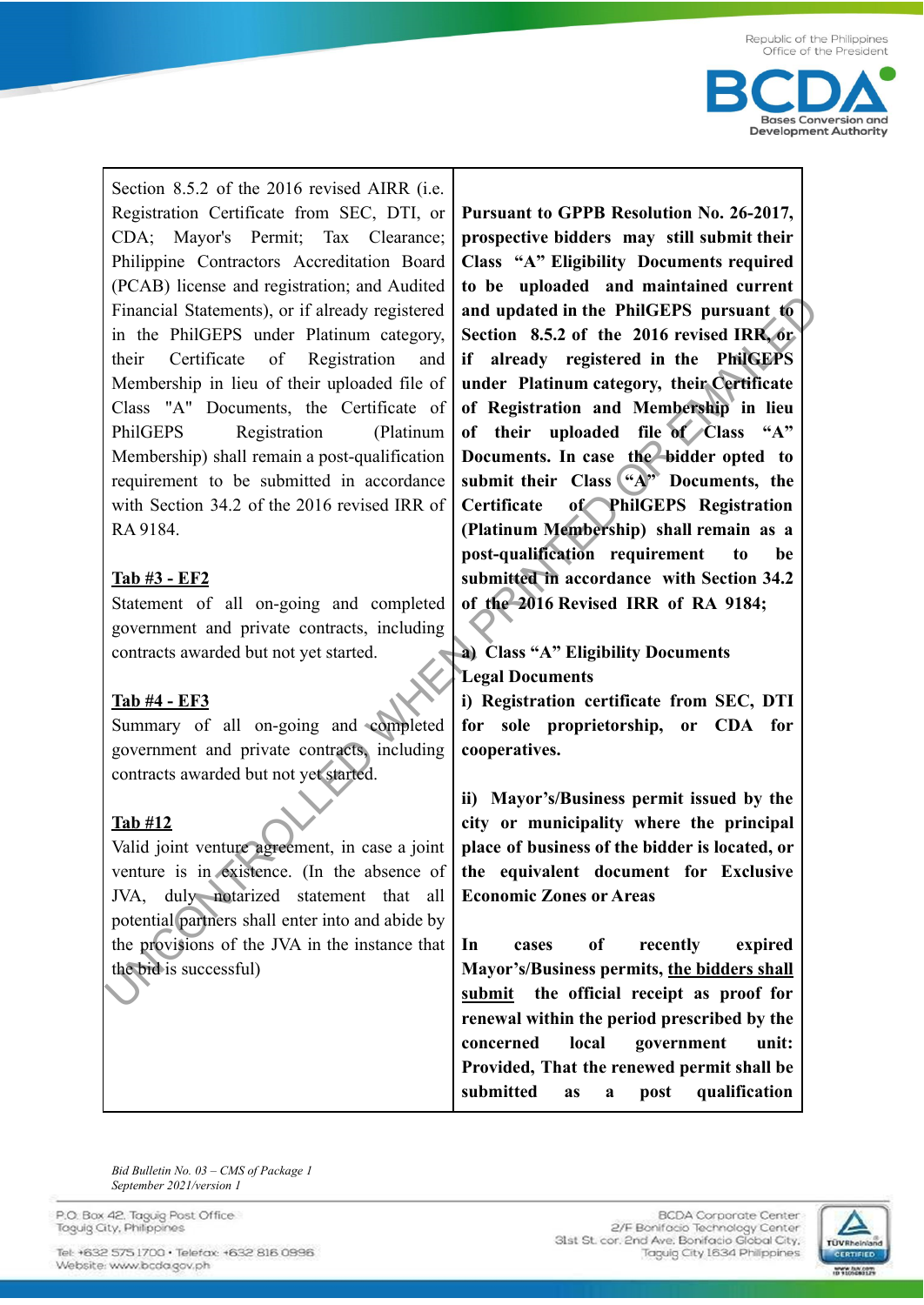| | |
|---|---|
| Section 8.5.2 of the 2016 revised AIRR (i.e. Registration Certificate from SEC, DTI, or CDA; Mayor's Permit; Tax Clearance; Philippine Contractors Accreditation Board (PCAB) license and registration; and Audited Financial Statements), or if already registered in the PhilGEPS under Platinum category, their Certificate of Registration and Membership in lieu of their uploaded file of Class "A" Documents, the Certificate of PhilGEPS Registration (Platinum Membership) shall remain a post-qualification requirement to be submitted in accordance with Section 34.2 of the 2016 revised IRR of RA 9184.<br><br>**<u>Tab #3 - EF2</u>**<br>Statement of all on-going and completed government and private contracts, including contracts awarded but not yet started.<br><br>**<u>Tab #4 - EF3</u>**<br>Summary of all on-going and completed government and private contracts, including contracts awarded but not yet started.<br><br>**<u>Tab #12</u>**<br>Valid joint venture agreement, in case a joint venture is in existence. (In the absence of JVA, duly notarized statement that all potential partners shall enter into and abide by the provisions of the JVA in the instance that the bid is successful) | **Pursuant to GPPB Resolution No. 26-2017, prospective bidders may still submit their Class "A" Eligibility Documents required to be uploaded and maintained current and updated in the PhilGEPS pursuant to Section 8.5.2 of the 2016 revised IRR, or if already registered in the PhilGEPS under Platinum category, their Certificate of Registration and Membership in lieu of their uploaded file of Class "A" Documents. In case the bidder opted to submit their Class "A" Documents, the Certificate of PhilGEPS Registration (Platinum Membership) shall remain as a post-qualification requirement to be submitted in accordance with Section 34.2 of the 2016 Revised IRR of RA 9184;**<br><br>**a) Class "A" Eligibility Documents**<br>**Legal Documents**<br>**i) Registration certificate from SEC, DTI for sole proprietorship, or CDA for cooperatives.**<br><br>**ii) Mayor's/Business permit issued by the city or municipality where the principal place of business of the bidder is located, or the equivalent document for Exclusive Economic Zones or Areas**<br><br>**In cases of recently expired Mayor's/Business permits, <u>the bidders shall submit</u> the official receipt as proof for renewal within the period prescribed by the concerned local government unit: Provided, That the renewed permit shall be submitted as a post qualification** |

*Bid Bulletin No. 03 – CMS of Package 1*
*September 2021/version 1*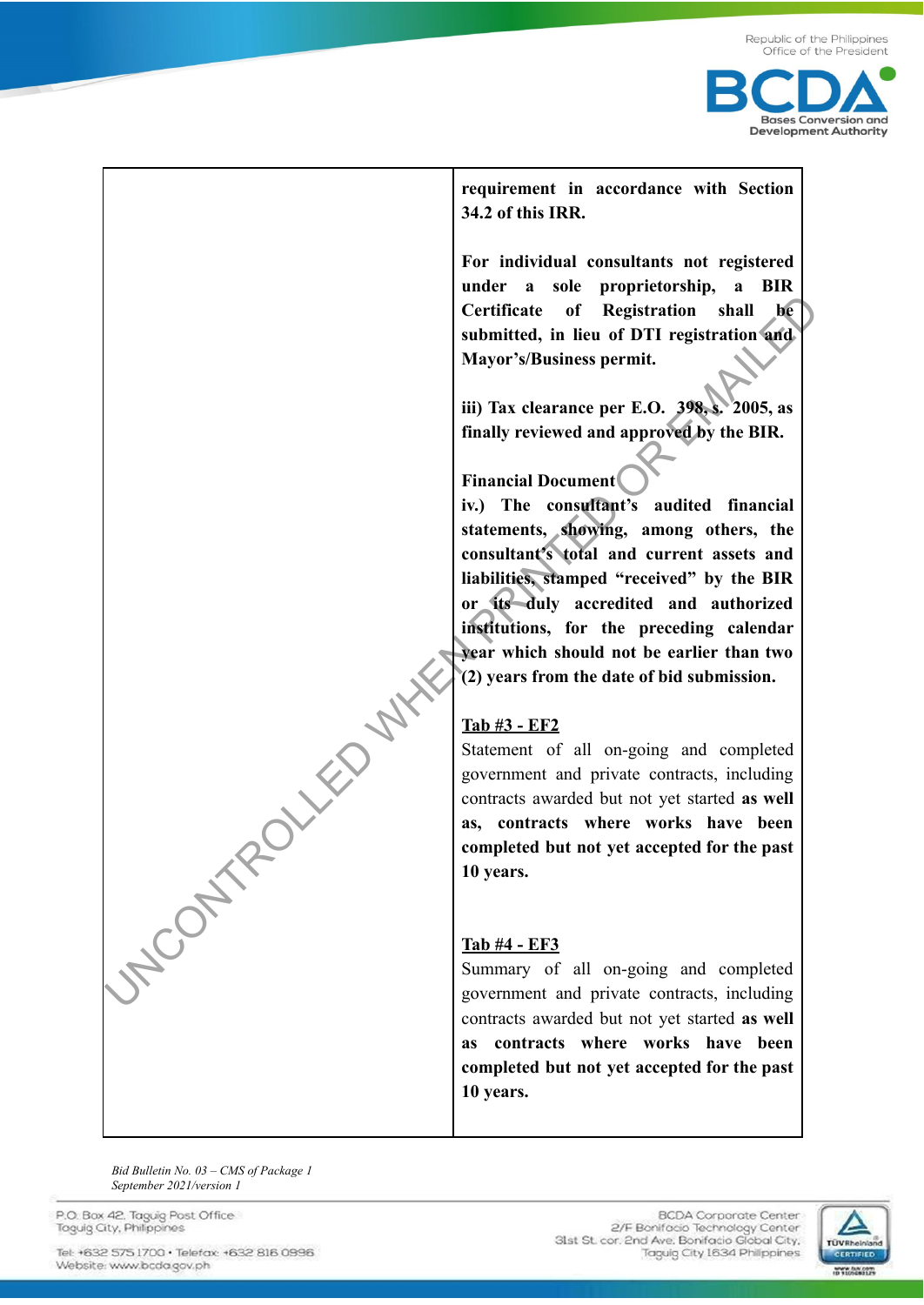| | |
|---|---|
| | **requirement in accordance with Section 34.2 of this IRR.**<br><br>**For individual consultants not registered under a sole proprietorship, a BIR Certificate of Registration shall be submitted, in lieu of DTI registration and Mayor's/Business permit.**<br><br>**iii) Tax clearance per E.O. 398, s. 2005, as finally reviewed and approved by the BIR.**<br><br>**Financial Document**<br>**iv.) The consultant's audited financial statements, showing, among others, the consultant's total and current assets and liabilities, stamped "received" by the BIR or its duly accredited and authorized institutions, for the preceding calendar year which should not be earlier than two (2) years from the date of bid submission.**<br><br>**<u>Tab #3 - EF2</u>**<br>Statement of all on-going and completed government and private contracts, including contracts awarded but not yet started **as well as, contracts where works have been completed but not yet accepted for the past 10 years.**<br><br>**<u>Tab #4 - EF3</u>**<br>Summary of all on-going and completed government and private contracts, including contracts awarded but not yet started **as well as contracts where works have been completed but not yet accepted for the past 10 years.** |

*Bid Bulletin No. 03 – CMS of Package 1*
*September 2021/version 1*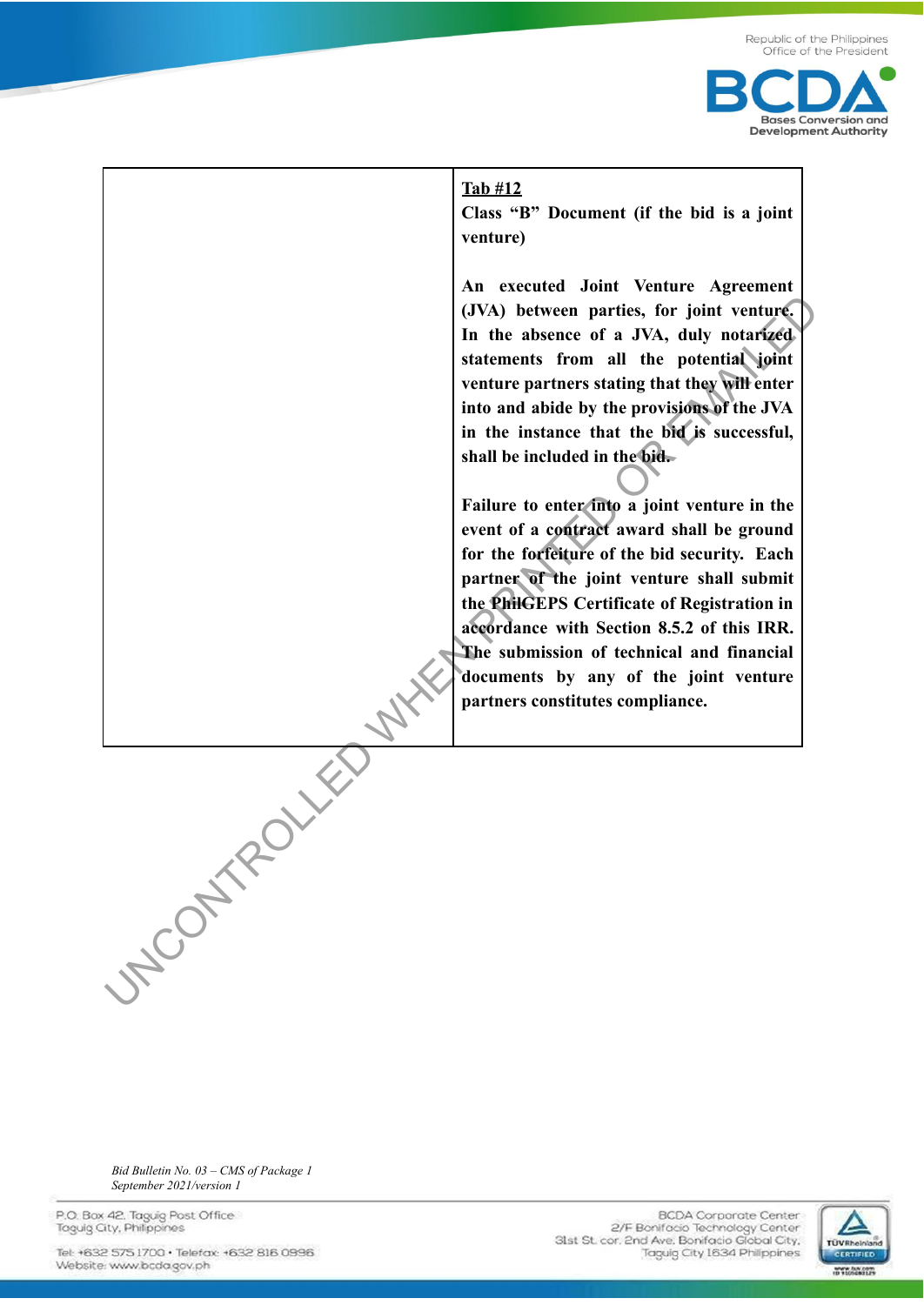| | **<u>Tab #12</u>**<br>**Class "B" Document (if the bid is a joint venture)**<br><br>**An executed Joint Venture Agreement (JVA) between parties, for joint venture. In the absence of a JVA, duly notarized statements from all the potential joint venture partners stating that they will enter into and abide by the provisions of the JVA in the instance that the bid is successful, shall be included in the bid.**<br><br>**Failure to enter into a joint venture in the event of a contract award shall be ground for the forfeiture of the bid security. Each partner of the joint venture shall submit the PhilGEPS Certificate of Registration in accordance with Section 8.5.2 of this IRR. The submission of technical and financial documents by any of the joint venture partners constitutes compliance.** |
|---|---|

*Bid Bulletin No. 03 – CMS of Package 1*
*September 2021/version 1*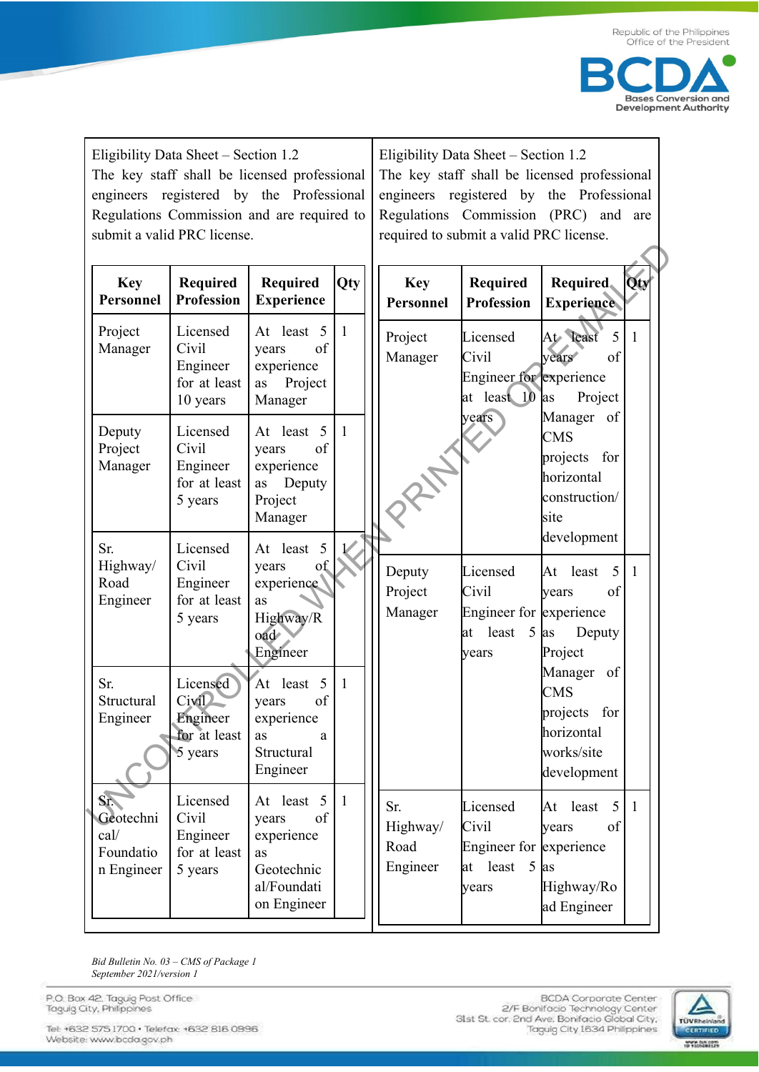| Eligibility Data Sheet – Section 1.2<br>The key staff shall be licensed professional engineers registered by the Professional Regulations Commission and are required to submit a valid PRC license. | Eligibility Data Sheet – Section 1.2<br>The key staff shall be licensed professional engineers registered by the Professional Regulations Commission (PRC) and are required to submit a valid PRC license. |
|---|---|

**Left table:**

| Key Personnel | Required Profession | Required Experience | Qty |
|---|---|---|---|
| Project Manager | Licensed Civil Engineer for at least 10 years | At least 5 years of experience as Project Manager | 1 |
| Deputy Project Manager | Licensed Civil Engineer for at least 5 years | At least 5 years of experience as Deputy Project Manager | 1 |
| Sr. Highway/ Road Engineer | Licensed Civil Engineer for at least 5 years | At least 5 years of experience as Highway/Road Engineer | 1 |
| Sr. Structural Engineer | Licensed Civil Engineer for at least 5 years | At least 5 years of experience as a Structural Engineer | 1 |
| Sr. Geotechnical/ Foundation Engineer | Licensed Civil Engineer for at least 5 years | At least 5 years of experience as Geotechnical/Foundation Engineer | 1 |

**Right table:**

| Key Personnel | Required Profession | Required Experience | Qty |
|---|---|---|---|
| Project Manager | Licensed Civil Engineer for at least 10 years | At least 5 years of experience as Project Manager of CMS projects for horizontal construction/ site development | 1 |
| Deputy Project Manager | Licensed Civil Engineer for at least 5 years | At least 5 years of experience as Deputy Project Manager of CMS projects for horizontal works/site development | 1 |
| Sr. Highway/ Road Engineer | Licensed Civil Engineer for at least 5 years | At least 5 years of experience as Highway/Road Engineer | 1 |

UNCONTROLLED WHEN PRINTED OR EMAILED

*Bid Bulletin No. 03 – CMS of Package 1*
*September 2021/version 1*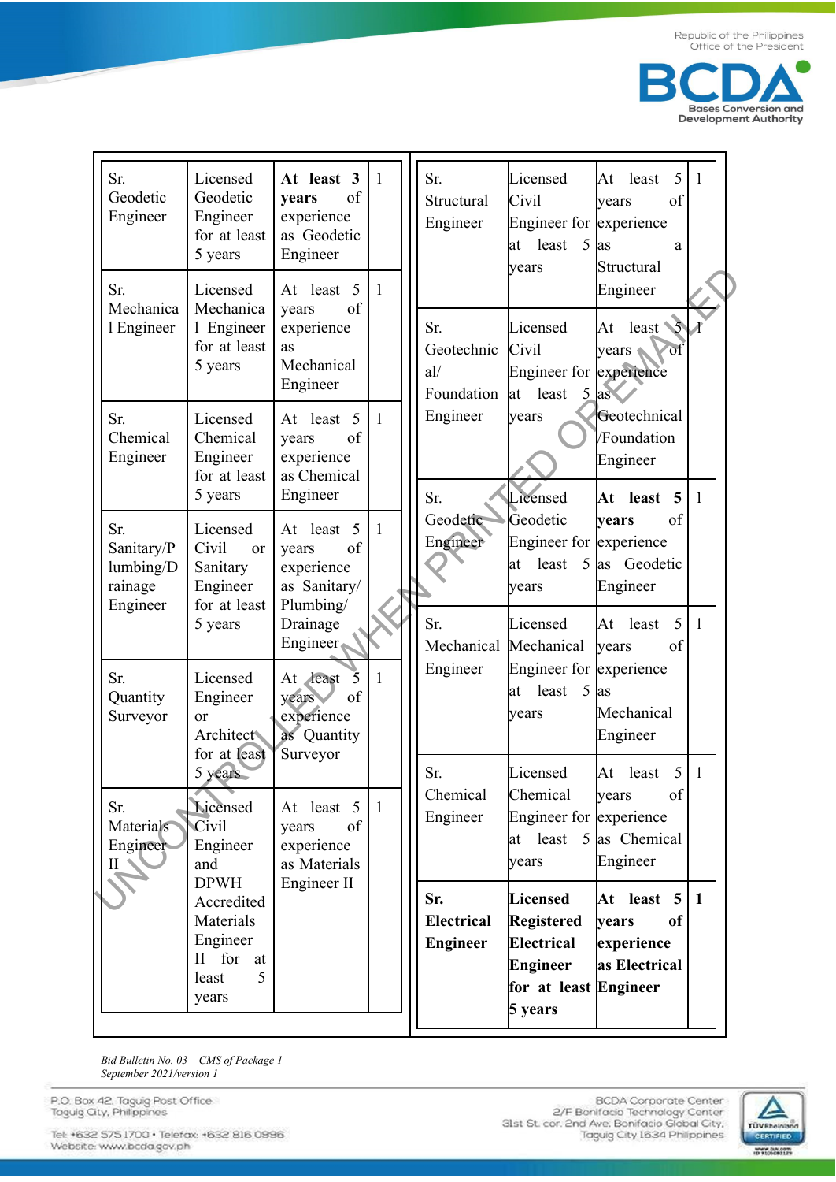| | | | |
|---|---|---|---|
| Sr. Geodetic Engineer | Licensed Geodetic Engineer for at least 5 years | **At least 3 years** of experience as Geodetic Engineer | 1 |
| Sr. Mechanical Engineer | Licensed Mechanical Engineer for at least 5 years | At least 5 years of experience as Mechanical Engineer | 1 |
| Sr. Chemical Engineer | Licensed Chemical Engineer for at least 5 years | At least 5 years of experience as Chemical Engineer | 1 |
| Sr. Sanitary/Plumbing/Drainage Engineer | Licensed Civil or Sanitary Engineer for at least 5 years | At least 5 years of experience as Sanitary/ Plumbing/ Drainage Engineer | 1 |
| Sr. Quantity Surveyor | Licensed Engineer or Architect for at least 5 years | At least 5 years of experience as Quantity Surveyor | 1 |
| Sr. Materials Engineer II | Licensed Civil Engineer and DPWH Accredited Materials Engineer II for at least 5 years | At least 5 years of experience as Materials Engineer II | 1 |
| Sr. Structural Engineer | Licensed Civil Engineer for at least 5 years | At least 5 years of experience as a Structural Engineer | 1 |
| Sr. Geotechnical/ Foundation Engineer | Licensed Civil Engineer for at least 5 years | At least 5 years of experience as Geotechnical /Foundation Engineer | 1 |
| Sr. Geodetic Engineer | Licensed Geodetic Engineer for at least 5 years | **At least 5 years** of experience as Geodetic Engineer | 1 |
| Sr. Mechanical Engineer | Licensed Mechanical Engineer for at least 5 years | At least 5 years of experience as Mechanical Engineer | 1 |
| Sr. Chemical Engineer | Licensed Chemical Engineer for at least 5 years | At least 5 years of experience as Chemical Engineer | 1 |
| **Sr. Electrical Engineer** | **Licensed Registered Electrical Engineer for at least 5 years** | **At least 5 years of experience as Electrical Engineer** | **1** |

*Bid Bulletin No. 03 – CMS of Package 1*
*September 2021/version 1*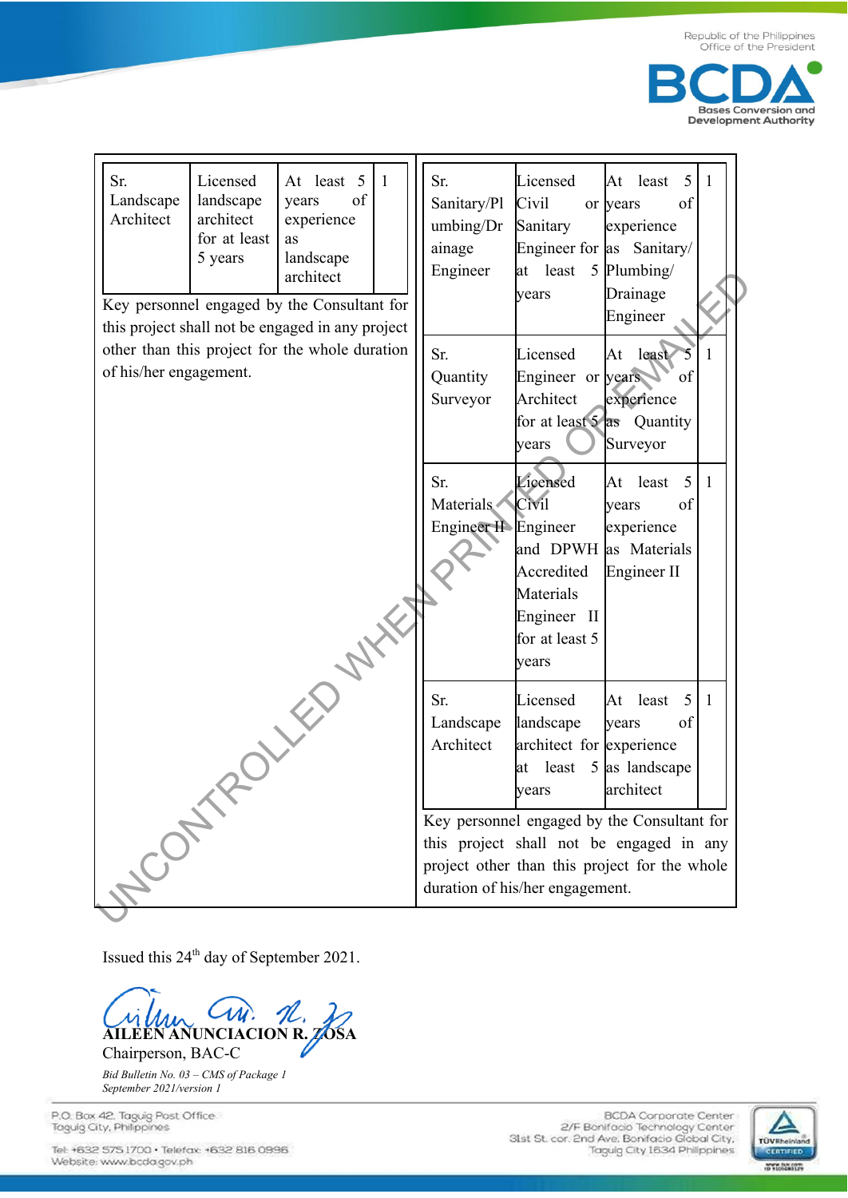| | | | |
|---|---|---|---|
| Sr. Landscape Architect | Licensed landscape architect for at least 5 years | At least 5 years of experience as landscape architect | 1 |

Key personnel engaged by the Consultant for this project shall not be engaged in any project other than this project for the whole duration of his/her engagement.

| | | | |
|---|---|---|---|
| Sr. Sanitary/Plumbing/Drainage Engineer | Licensed Civil or Sanitary Engineer for at least 5 years | At least 5 years of experience as Sanitary/ Plumbing/ Drainage Engineer | 1 |
| Sr. Quantity Surveyor | Licensed Engineer or Architect for at least 5 years | At least 5 years of experience as Quantity Surveyor | 1 |
| Sr. Materials Engineer II | Licensed Civil Engineer and DPWH Accredited Materials Engineer II for at least 5 years | At least 5 years of experience as Materials Engineer II | 1 |
| Sr. Landscape Architect | Licensed landscape architect for at least 5 years | At least 5 years of experience as landscape architect | 1 |

Key personnel engaged by the Consultant for this project shall not be engaged in any project other than this project for the whole duration of his/her engagement.

Issued this 24th day of September 2021.

**AILEEN ANUNCIACION R. ZOSA**
Chairperson, BAC-C

*Bid Bulletin No. 03 – CMS of Package 1*
*September 2021/version 1*